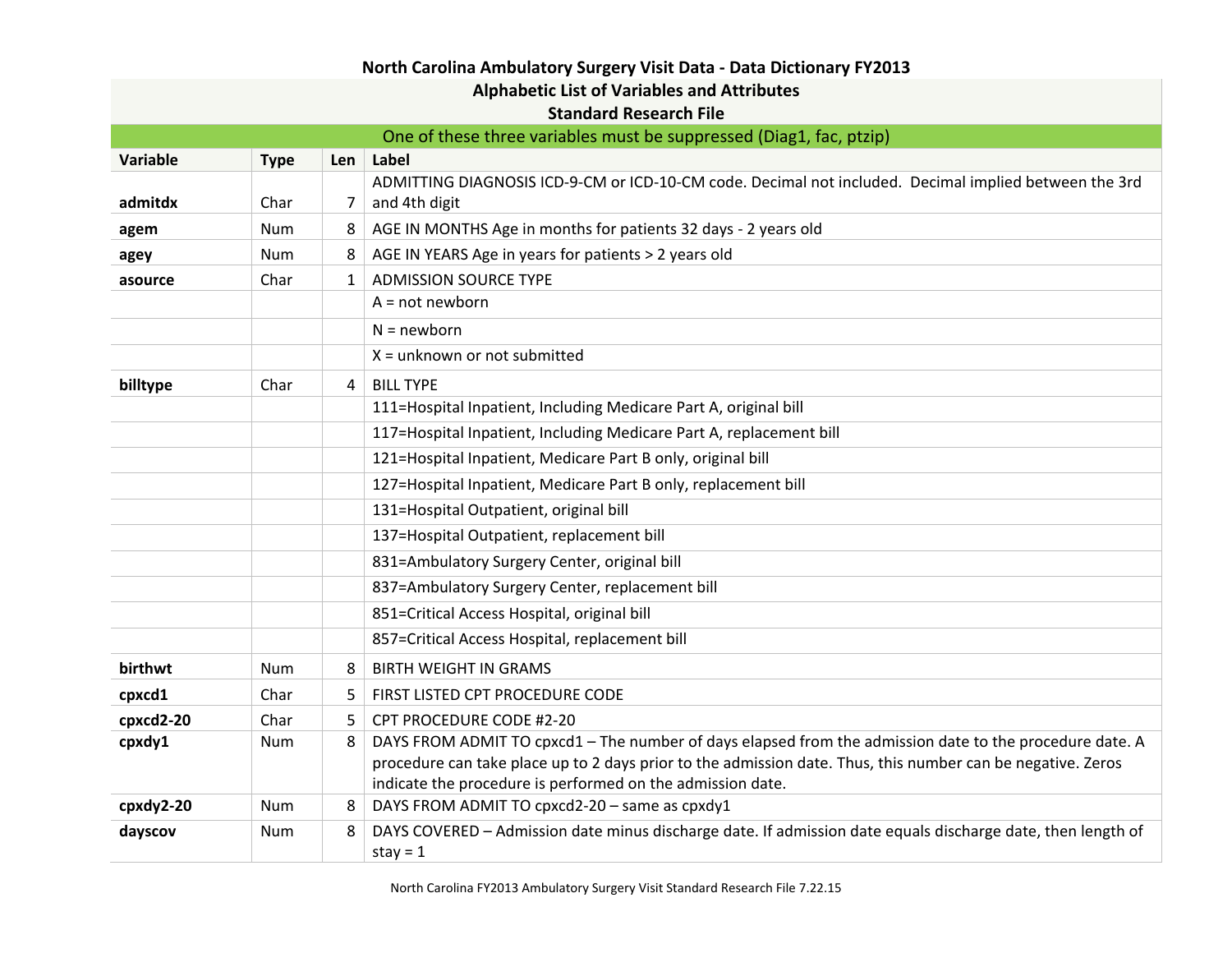# North Carolina Ambulatory Surgery Visit Data - Data Dictionary FY2013

## Alphabetic List of Variables and Attributes

### Standard Research File

One of these three variables must be suppressed (Diag1, fac, ptzip)

| Variable | Type | Len | Label |
|---|---|---|---|
| **admitdx** | Char | 7 | ADMITTING DIAGNOSIS ICD-9-CM or ICD-10-CM code. Decimal not included. Decimal implied between the 3rd and 4th digit |
| **agem** | Num | 8 | AGE IN MONTHS Age in months for patients 32 days - 2 years old |
| **agey** | Num | 8 | AGE IN YEARS Age in years for patients > 2 years old |
| **asource** | Char | 1 | ADMISSION SOURCE TYPE |
| | | | A = not newborn |
| | | | N = newborn |
| | | | X = unknown or not submitted |
| **billtype** | Char | 4 | BILL TYPE |
| | | | 111=Hospital Inpatient, Including Medicare Part A, original bill |
| | | | 117=Hospital Inpatient, Including Medicare Part A, replacement bill |
| | | | 121=Hospital Inpatient, Medicare Part B only, original bill |
| | | | 127=Hospital Inpatient, Medicare Part B only, replacement bill |
| | | | 131=Hospital Outpatient, original bill |
| | | | 137=Hospital Outpatient, replacement bill |
| | | | 831=Ambulatory Surgery Center, original bill |
| | | | 837=Ambulatory Surgery Center, replacement bill |
| | | | 851=Critical Access Hospital, original bill |
| | | | 857=Critical Access Hospital, replacement bill |
| **birthwt** | Num | 8 | BIRTH WEIGHT IN GRAMS |
| **cpxcd1** | Char | 5 | FIRST LISTED CPT PROCEDURE CODE |
| **cpxcd2-20** | Char | 5 | CPT PROCEDURE CODE #2-20 |
| **cpxdy1** | Num | 8 | DAYS FROM ADMIT TO cpxcd1 – The number of days elapsed from the admission date to the procedure date. A procedure can take place up to 2 days prior to the admission date. Thus, this number can be negative. Zeros indicate the procedure is performed on the admission date. |
| **cpxdy2-20** | Num | 8 | DAYS FROM ADMIT TO cpxcd2-20 – same as cpxdy1 |
| **dayscov** | Num | 8 | DAYS COVERED – Admission date minus discharge date. If admission date equals discharge date, then length of stay = 1 |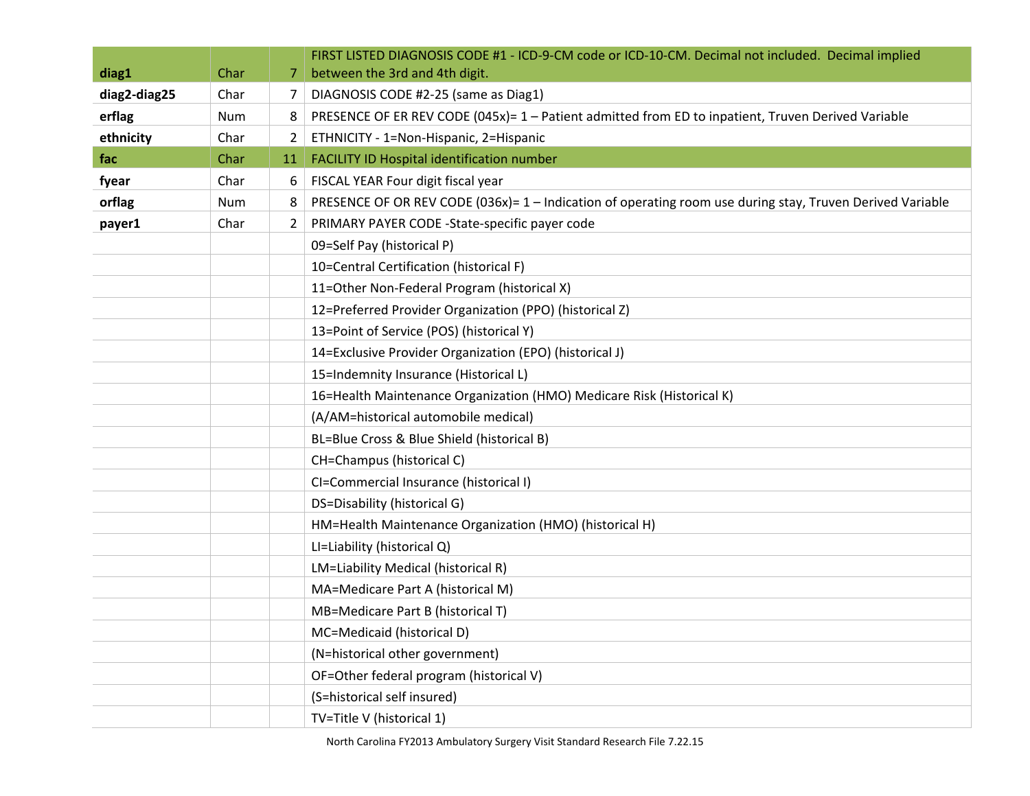| | | | |
|---|---|---|---|
| **diag1** | Char | 7 | FIRST LISTED DIAGNOSIS CODE #1 - ICD-9-CM code or ICD-10-CM. Decimal not included. Decimal implied between the 3rd and 4th digit. |
| **diag2-diag25** | Char | 7 | DIAGNOSIS CODE #2-25 (same as Diag1) |
| **erflag** | Num | 8 | PRESENCE OF ER REV CODE (045x)= 1 – Patient admitted from ED to inpatient, Truven Derived Variable |
| **ethnicity** | Char | 2 | ETHNICITY - 1=Non-Hispanic, 2=Hispanic |
| **fac** | Char | 11 | FACILITY ID Hospital identification number |
| **fyear** | Char | 6 | FISCAL YEAR Four digit fiscal year |
| **orflag** | Num | 8 | PRESENCE OF OR REV CODE (036x)= 1 – Indication of operating room use during stay, Truven Derived Variable |
| **payer1** | Char | 2 | PRIMARY PAYER CODE -State-specific payer code |
| | | | 09=Self Pay (historical P) |
| | | | 10=Central Certification (historical F) |
| | | | 11=Other Non-Federal Program (historical X) |
| | | | 12=Preferred Provider Organization (PPO) (historical Z) |
| | | | 13=Point of Service (POS) (historical Y) |
| | | | 14=Exclusive Provider Organization (EPO) (historical J) |
| | | | 15=Indemnity Insurance (Historical L) |
| | | | 16=Health Maintenance Organization (HMO) Medicare Risk (Historical K) |
| | | | (A/AM=historical automobile medical) |
| | | | BL=Blue Cross & Blue Shield (historical B) |
| | | | CH=Champus (historical C) |
| | | | CI=Commercial Insurance (historical I) |
| | | | DS=Disability (historical G) |
| | | | HM=Health Maintenance Organization (HMO) (historical H) |
| | | | LI=Liability (historical Q) |
| | | | LM=Liability Medical (historical R) |
| | | | MA=Medicare Part A (historical M) |
| | | | MB=Medicare Part B (historical T) |
| | | | MC=Medicaid (historical D) |
| | | | (N=historical other government) |
| | | | OF=Other federal program (historical V) |
| | | | (S=historical self insured) |
| | | | TV=Title V (historical 1) |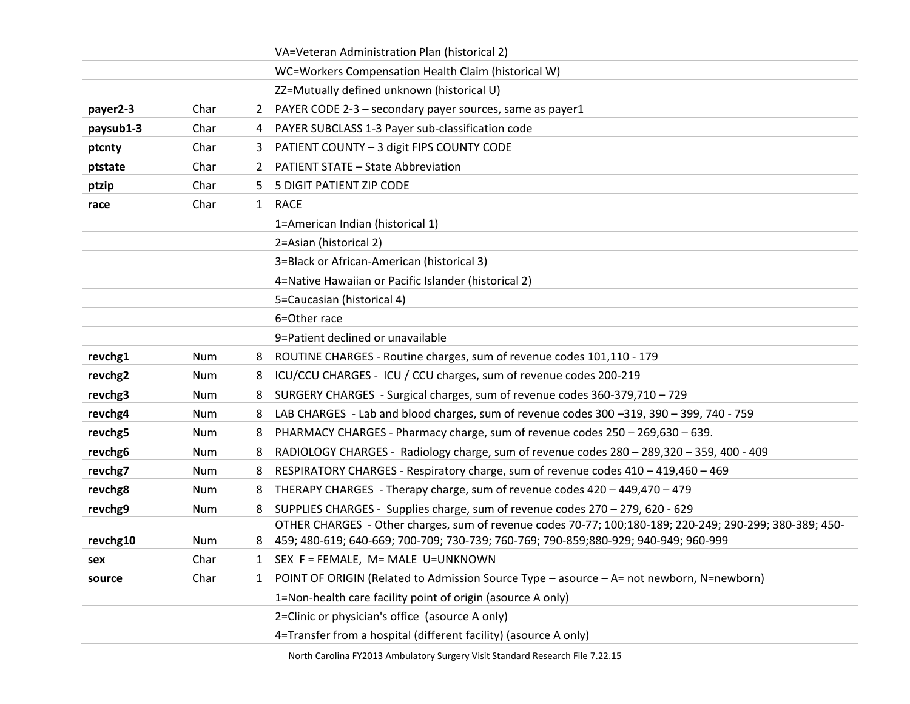| | | | |
|---|---|---|---|
| | | | VA=Veteran Administration Plan (historical 2) |
| | | | WC=Workers Compensation Health Claim (historical W) |
| | | | ZZ=Mutually defined unknown (historical U) |
| **payer2-3** | Char | 2 | PAYER CODE 2-3 – secondary payer sources, same as payer1 |
| **paysub1-3** | Char | 4 | PAYER SUBCLASS 1-3 Payer sub-classification code |
| **ptcnty** | Char | 3 | PATIENT COUNTY – 3 digit FIPS COUNTY CODE |
| **ptstate** | Char | 2 | PATIENT STATE – State Abbreviation |
| **ptzip** | Char | 5 | 5 DIGIT PATIENT ZIP CODE |
| **race** | Char | 1 | RACE |
| | | | 1=American Indian (historical 1) |
| | | | 2=Asian (historical 2) |
| | | | 3=Black or African-American (historical 3) |
| | | | 4=Native Hawaiian or Pacific Islander (historical 2) |
| | | | 5=Caucasian (historical 4) |
| | | | 6=Other race |
| | | | 9=Patient declined or unavailable |
| **revchg1** | Num | 8 | ROUTINE CHARGES - Routine charges, sum of revenue codes 101,110 - 179 |
| **revchg2** | Num | 8 | ICU/CCU CHARGES - ICU / CCU charges, sum of revenue codes 200-219 |
| **revchg3** | Num | 8 | SURGERY CHARGES - Surgical charges, sum of revenue codes 360-379,710 – 729 |
| **revchg4** | Num | 8 | LAB CHARGES - Lab and blood charges, sum of revenue codes 300 –319, 390 – 399, 740 - 759 |
| **revchg5** | Num | 8 | PHARMACY CHARGES - Pharmacy charge, sum of revenue codes 250 – 269,630 – 639. |
| **revchg6** | Num | 8 | RADIOLOGY CHARGES - Radiology charge, sum of revenue codes 280 – 289,320 – 359, 400 - 409 |
| **revchg7** | Num | 8 | RESPIRATORY CHARGES - Respiratory charge, sum of revenue codes 410 – 419,460 – 469 |
| **revchg8** | Num | 8 | THERAPY CHARGES - Therapy charge, sum of revenue codes 420 – 449,470 – 479 |
| **revchg9** | Num | 8 | SUPPLIES CHARGES - Supplies charge, sum of revenue codes 270 – 279, 620 - 629 |
| **revchg10** | Num | 8 | OTHER CHARGES - Other charges, sum of revenue codes 70-77; 100;180-189; 220-249; 290-299; 380-389; 450-459; 480-619; 640-669; 700-709; 730-739; 760-769; 790-859;880-929; 940-949; 960-999 |
| **sex** | Char | 1 | SEX F = FEMALE, M= MALE U=UNKNOWN |
| **source** | Char | 1 | POINT OF ORIGIN (Related to Admission Source Type – asource – A= not newborn, N=newborn) |
| | | | 1=Non-health care facility point of origin (asource A only) |
| | | | 2=Clinic or physician's office (asource A only) |
| | | | 4=Transfer from a hospital (different facility) (asource A only) |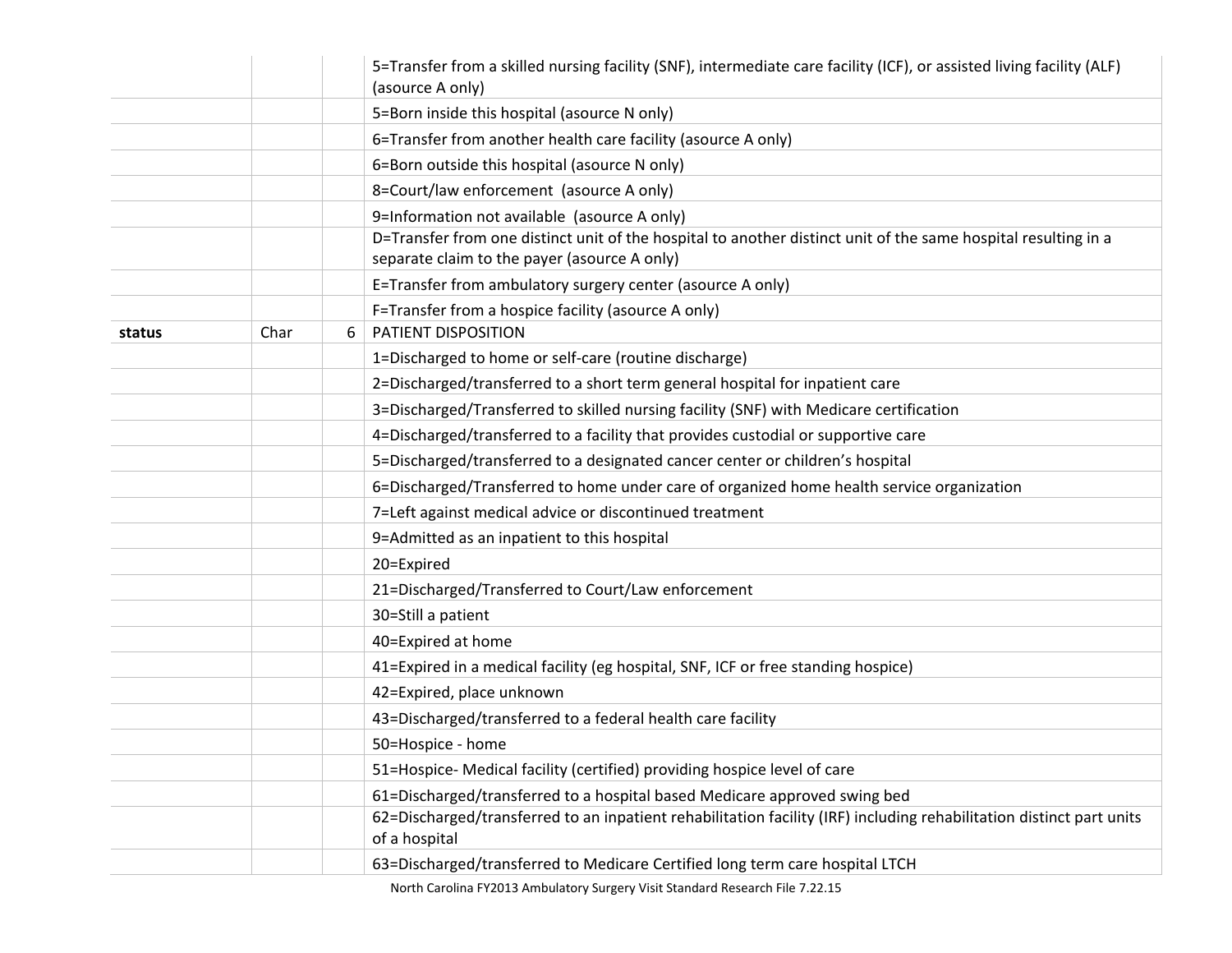| | | | |
|---|---|---|---|
| | | | 5=Transfer from a skilled nursing facility (SNF), intermediate care facility (ICF), or assisted living facility (ALF) (asource A only) |
| | | | 5=Born inside this hospital (asource N only) |
| | | | 6=Transfer from another health care facility (asource A only) |
| | | | 6=Born outside this hospital (asource N only) |
| | | | 8=Court/law enforcement (asource A only) |
| | | | 9=Information not available (asource A only) |
| | | | D=Transfer from one distinct unit of the hospital to another distinct unit of the same hospital resulting in a separate claim to the payer (asource A only) |
| | | | E=Transfer from ambulatory surgery center (asource A only) |
| | | | F=Transfer from a hospice facility (asource A only) |
| **status** | Char | 6 | PATIENT DISPOSITION |
| | | | 1=Discharged to home or self-care (routine discharge) |
| | | | 2=Discharged/transferred to a short term general hospital for inpatient care |
| | | | 3=Discharged/Transferred to skilled nursing facility (SNF) with Medicare certification |
| | | | 4=Discharged/transferred to a facility that provides custodial or supportive care |
| | | | 5=Discharged/transferred to a designated cancer center or children's hospital |
| | | | 6=Discharged/Transferred to home under care of organized home health service organization |
| | | | 7=Left against medical advice or discontinued treatment |
| | | | 9=Admitted as an inpatient to this hospital |
| | | | 20=Expired |
| | | | 21=Discharged/Transferred to Court/Law enforcement |
| | | | 30=Still a patient |
| | | | 40=Expired at home |
| | | | 41=Expired in a medical facility (eg hospital, SNF, ICF or free standing hospice) |
| | | | 42=Expired, place unknown |
| | | | 43=Discharged/transferred to a federal health care facility |
| | | | 50=Hospice - home |
| | | | 51=Hospice- Medical facility (certified) providing hospice level of care |
| | | | 61=Discharged/transferred to a hospital based Medicare approved swing bed |
| | | | 62=Discharged/transferred to an inpatient rehabilitation facility (IRF) including rehabilitation distinct part units of a hospital |
| | | | 63=Discharged/transferred to Medicare Certified long term care hospital LTCH |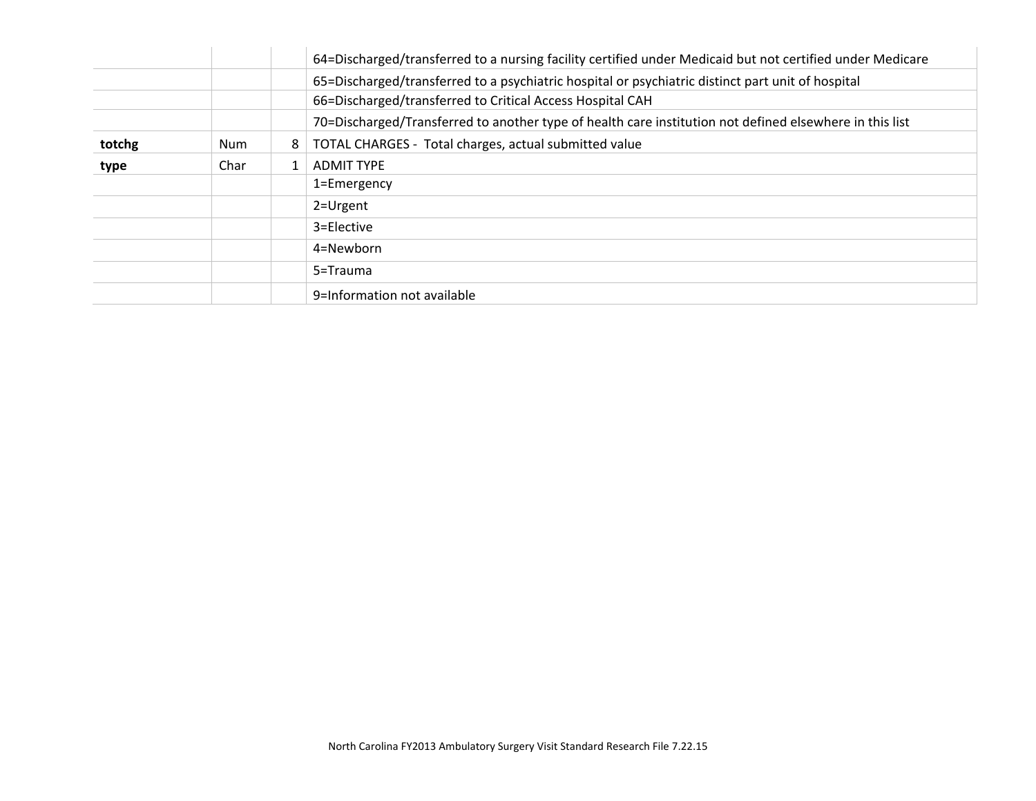| | | | |
|---|---|---|---|
| | | | 64=Discharged/transferred to a nursing facility certified under Medicaid but not certified under Medicare |
| | | | 65=Discharged/transferred to a psychiatric hospital or psychiatric distinct part unit of hospital |
| | | | 66=Discharged/transferred to Critical Access Hospital CAH |
| | | | 70=Discharged/Transferred to another type of health care institution not defined elsewhere in this list |
| **totchg** | Num | 8 | TOTAL CHARGES - Total charges, actual submitted value |
| **type** | Char | 1 | ADMIT TYPE |
| | | | 1=Emergency |
| | | | 2=Urgent |
| | | | 3=Elective |
| | | | 4=Newborn |
| | | | 5=Trauma |
| | | | 9=Information not available |